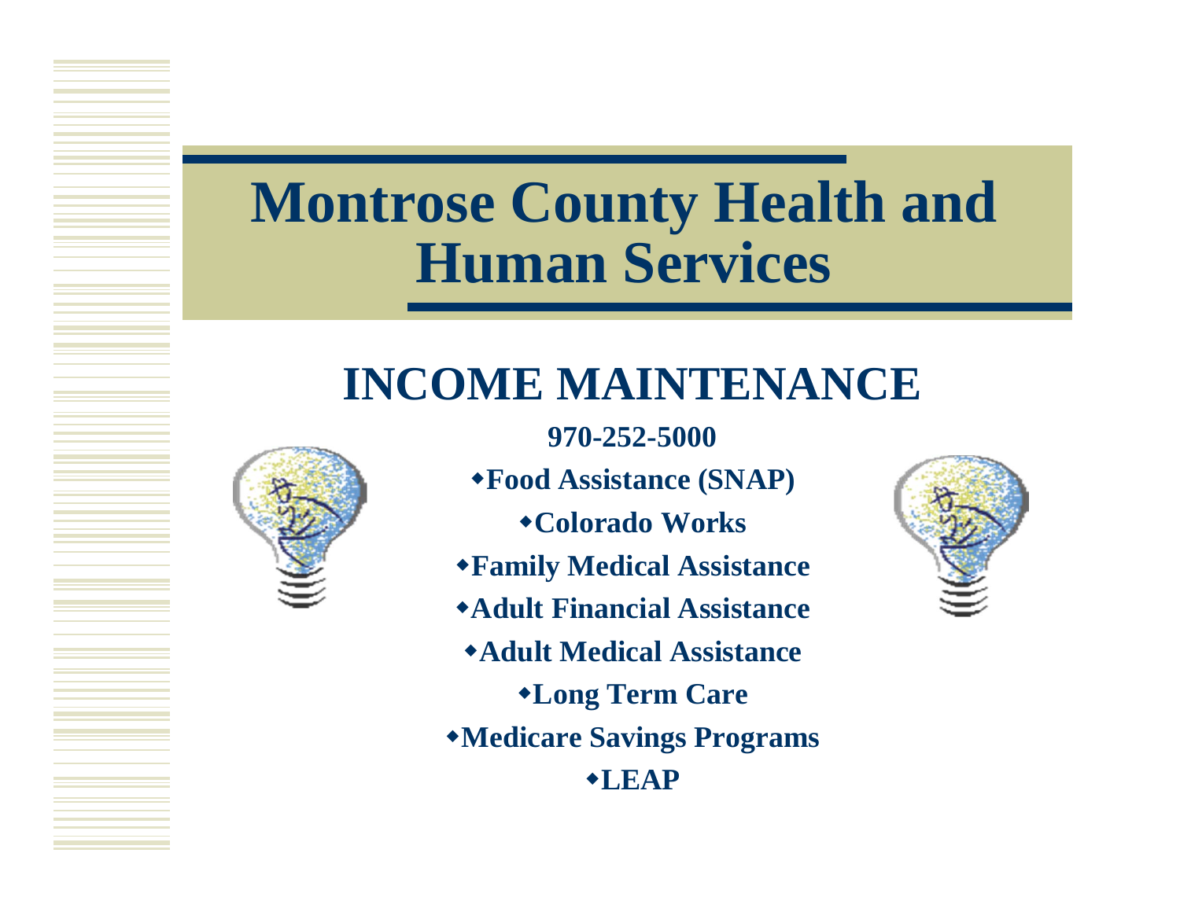# Montrose County Health and Human Services

## INCOME MAINTENANCE

**970-252-5000**

- **Food Assistance (SNAP)**
- **Colorado Works**
- **Family Medical Assistance**
- **Adult Financial Assistance**
- **Adult Medical Assistance**
- **Long Term Care**
- **Medicare Savings Programs**
- **LEAP**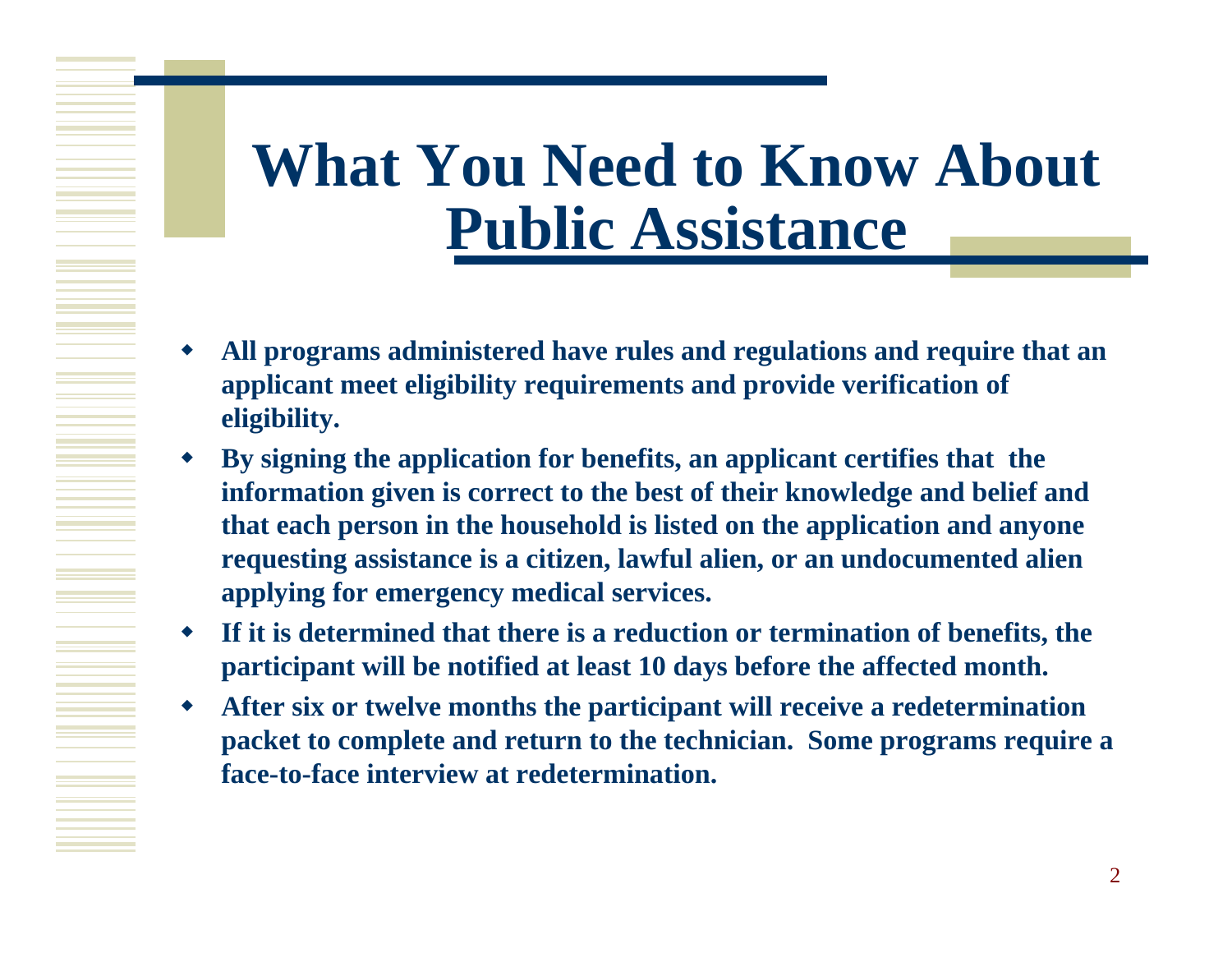# What You Need to Know About Public Assistance

- **All programs administered have rules and regulations and require that an applicant meet eligibility requirements and provide verification of eligibility.**
- **By signing the application for benefits, an applicant certifies that the information given is correct to the best of their knowledge and belief and that each person in the household is listed on the application and anyone requesting assistance is a citizen, lawful alien, or an undocumented alien applying for emergency medical services.**
- **If it is determined that there is a reduction or termination of benefits, the participant will be notified at least 10 days before the affected month.**
- **After six or twelve months the participant will receive a redetermination packet to complete and return to the technician. Some programs require a face-to-face interview at redetermination.**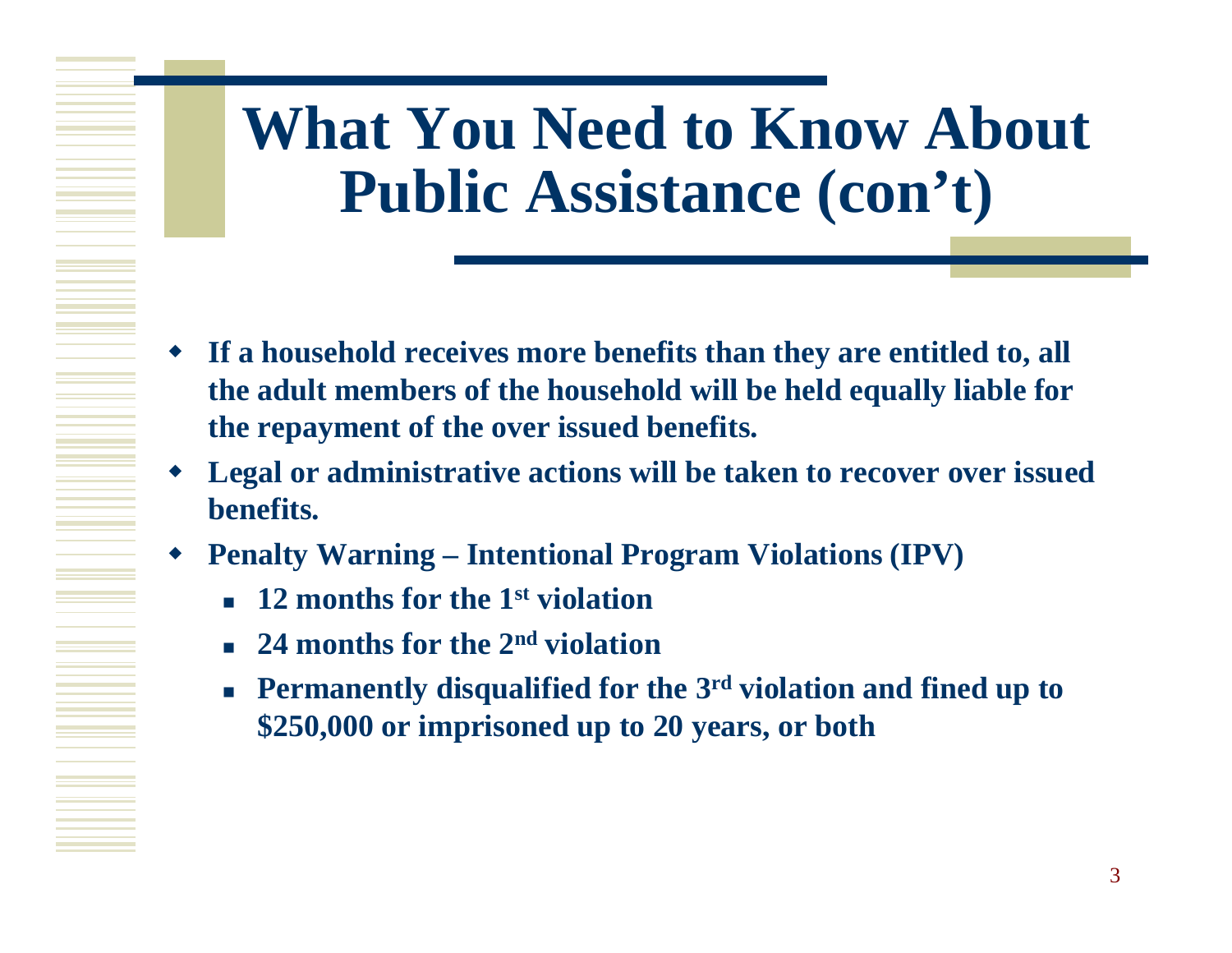# What You Need to Know About Public Assistance (con't)

- **If a household receives more benefits than they are entitled to, all the adult members of the household will be held equally liable for the repayment of the over issued benefits.**
- **Legal or administrative actions will be taken to recover over issued benefits.**
- **Penalty Warning – Intentional Program Violations (IPV)**
  - **12 months for the 1st violation**
  - **24 months for the 2nd violation**
  - **Permanently disqualified for the 3rd violation and fined up to $250,000 or imprisoned up to 20 years, or both**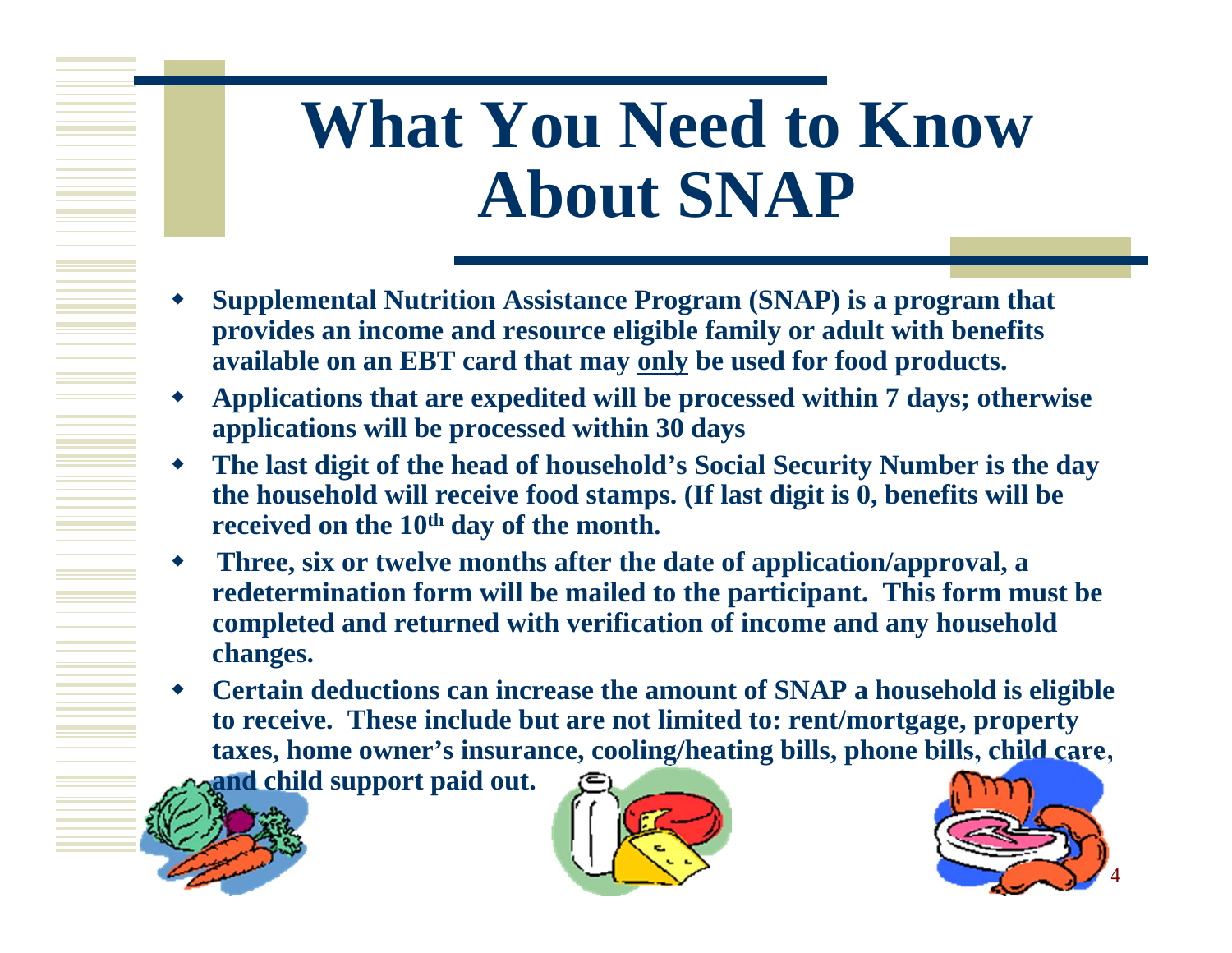# What You Need to Know About SNAP

- **Supplemental Nutrition Assistance Program (SNAP) is a program that provides an income and resource eligible family or adult with benefits available on an EBT card that may only be used for food products.**
- **Applications that are expedited will be processed within 7 days; otherwise applications will be processed within 30 days**
- **The last digit of the head of household's Social Security Number is the day the household will receive food stamps. (If last digit is 0, benefits will be received on the 10th day of the month.**
- **Three, six or twelve months after the date of application/approval, a redetermination form will be mailed to the participant. This form must be completed and returned with verification of income and any household changes.**
- **Certain deductions can increase the amount of SNAP a household is eligible to receive. These include but are not limited to: rent/mortgage, property taxes, home owner's insurance, cooling/heating bills, phone bills, child care, and child support paid out.**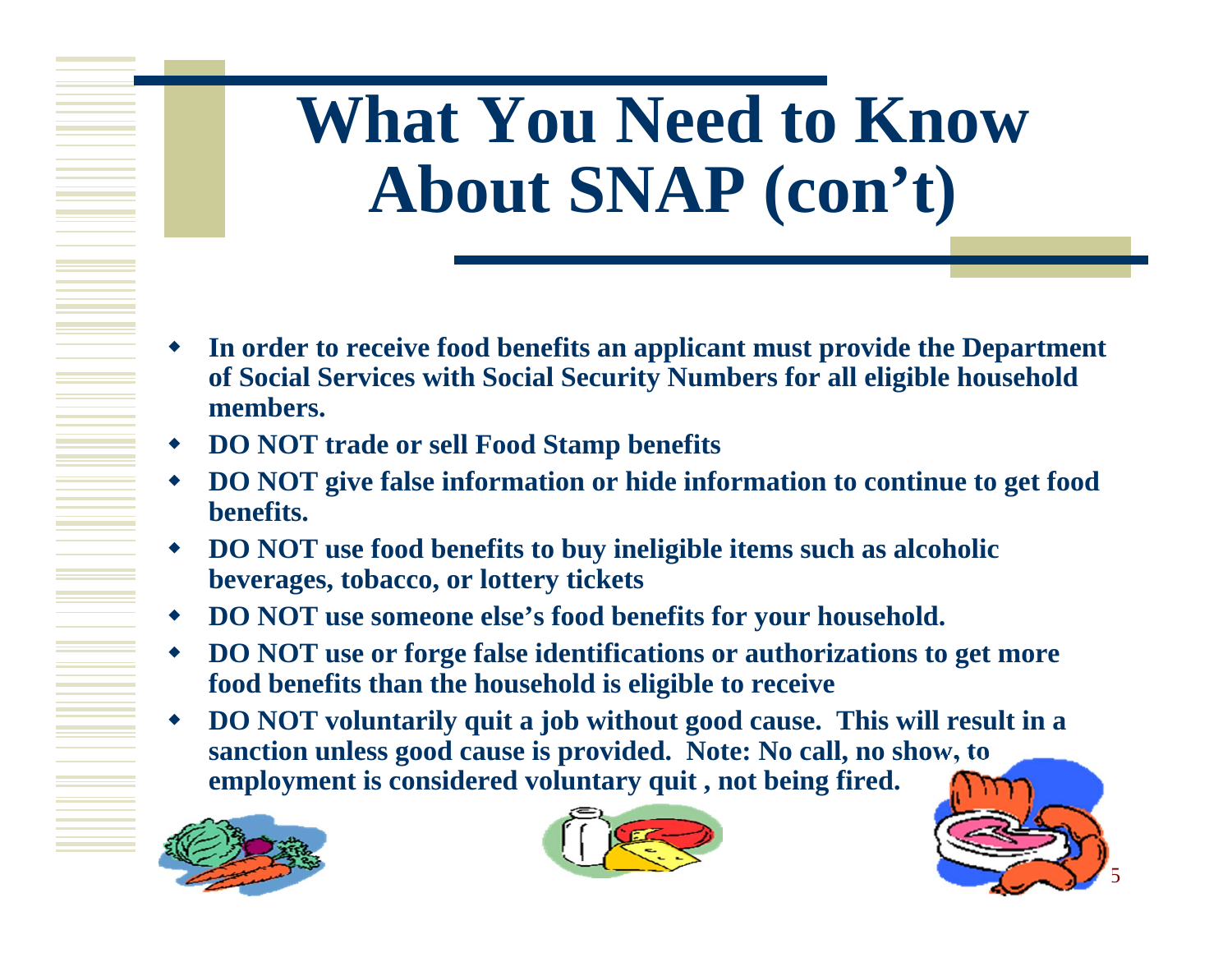# What You Need to Know About SNAP (con't)

- **In order to receive food benefits an applicant must provide the Department of Social Services with Social Security Numbers for all eligible household members.**
- **DO NOT trade or sell Food Stamp benefits**
- **DO NOT give false information or hide information to continue to get food benefits.**
- **DO NOT use food benefits to buy ineligible items such as alcoholic beverages, tobacco, or lottery tickets**
- **DO NOT use someone else's food benefits for your household.**
- **DO NOT use or forge false identifications or authorizations to get more food benefits than the household is eligible to receive**
- **DO NOT voluntarily quit a job without good cause. This will result in a sanction unless good cause is provided. Note: No call, no show, to employment is considered voluntary quit , not being fired.**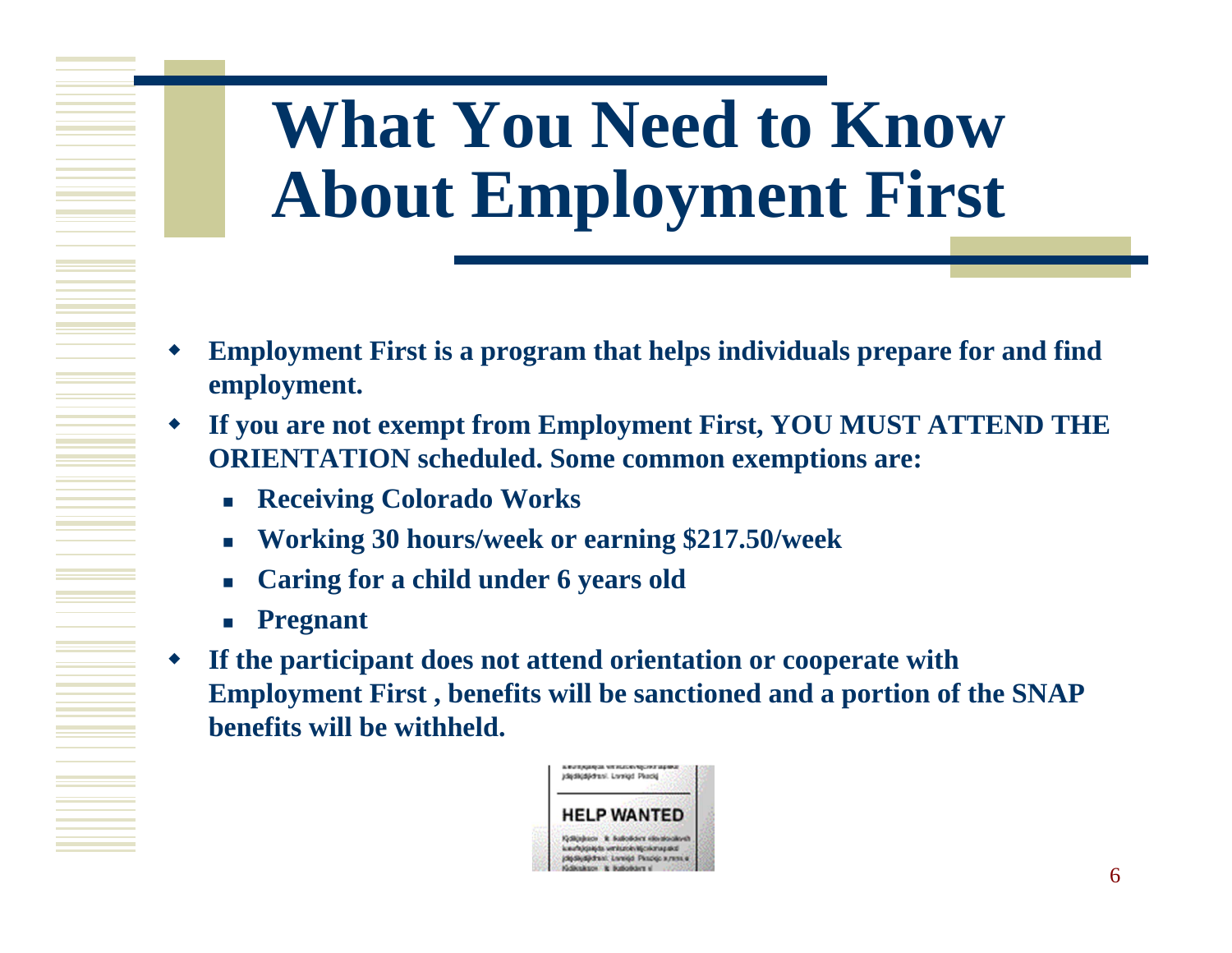# What You Need to Know About Employment First

- **Employment First is a program that helps individuals prepare for and find employment.**
- **If you are not exempt from Employment First, YOU MUST ATTEND THE ORIENTATION scheduled. Some common exemptions are:**
  - **Receiving Colorado Works**
  - **Working 30 hours/week or earning $217.50/week**
  - **Caring for a child under 6 years old**
  - **Pregnant**
- **If the participant does not attend orientation or cooperate with Employment First , benefits will be sanctioned and a portion of the SNAP benefits will be withheld.**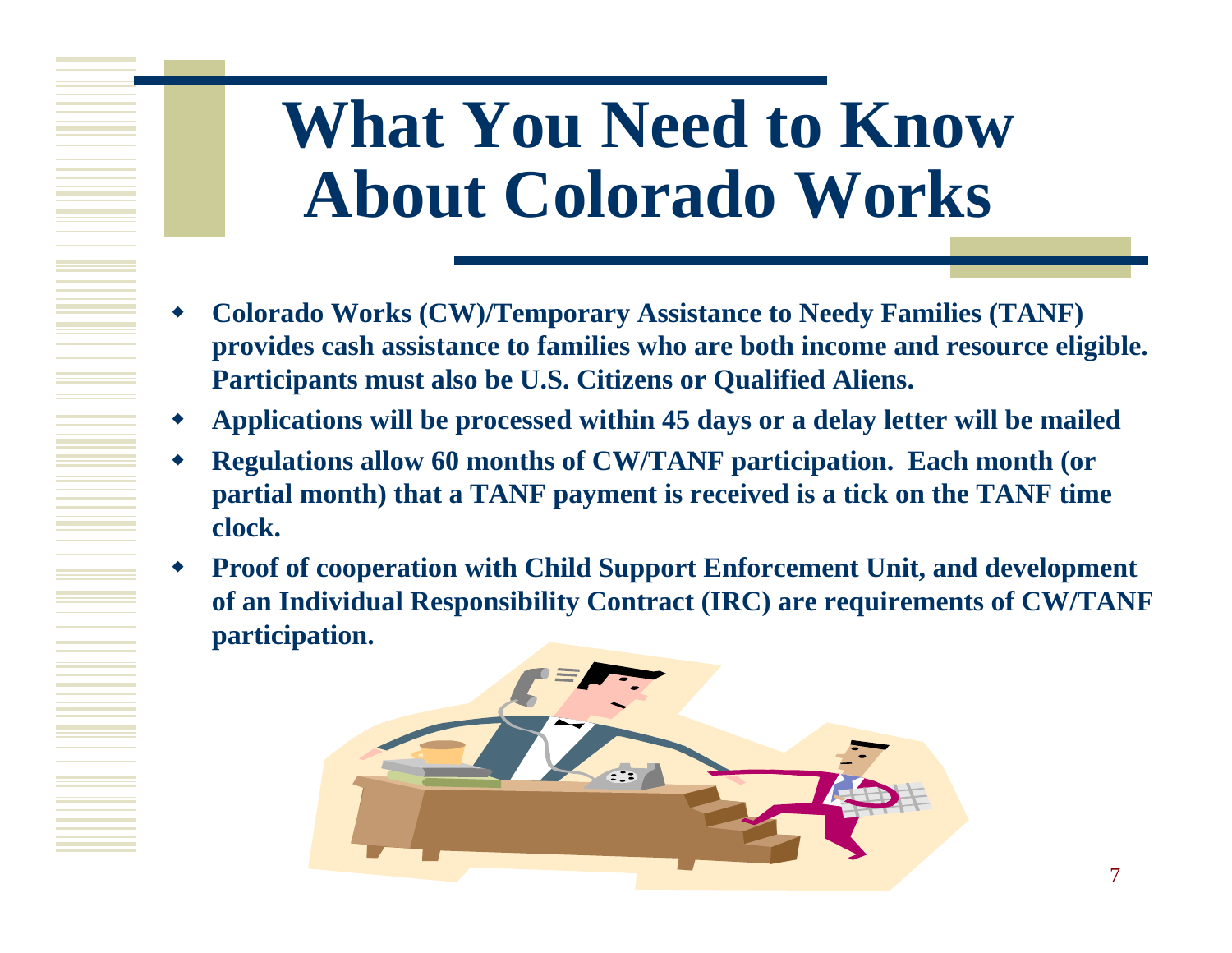# What You Need to Know About Colorado Works

- **Colorado Works (CW)/Temporary Assistance to Needy Families (TANF) provides cash assistance to families who are both income and resource eligible. Participants must also be U.S. Citizens or Qualified Aliens.**
- **Applications will be processed within 45 days or a delay letter will be mailed**
- **Regulations allow 60 months of CW/TANF participation. Each month (or partial month) that a TANF payment is received is a tick on the TANF time clock.**
- **Proof of cooperation with Child Support Enforcement Unit, and development of an Individual Responsibility Contract (IRC) are requirements of CW/TANF participation.**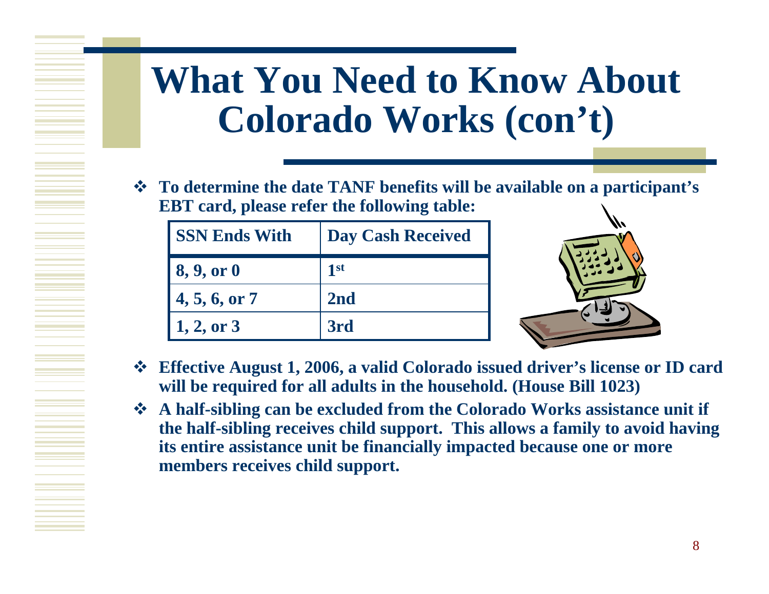# What You Need to Know About Colorado Works (con't)

- To determine the date TANF benefits will be available on a participant's EBT card, please refer the following table:

| SSN Ends With | Day Cash Received |
| --- | --- |
| 8, 9, or 0 | 1st |
| 4, 5, 6, or 7 | 2nd |
| 1, 2, or 3 | 3rd |

- Effective August 1, 2006, a valid Colorado issued driver's license or ID card will be required for all adults in the household. (House Bill 1023)
- A half-sibling can be excluded from the Colorado Works assistance unit if the half-sibling receives child support. This allows a family to avoid having its entire assistance unit be financially impacted because one or more members receives child support.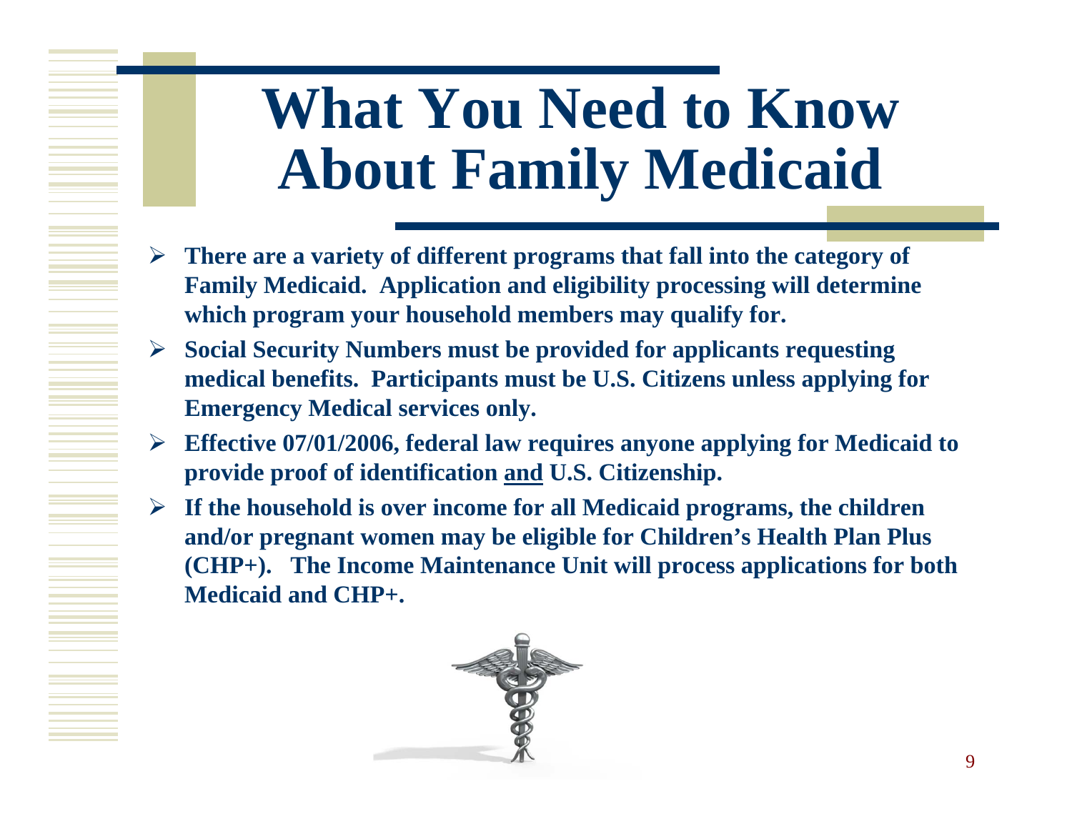# What You Need to Know About Family Medicaid

- **There are a variety of different programs that fall into the category of Family Medicaid. Application and eligibility processing will determine which program your household members may qualify for.**
- **Social Security Numbers must be provided for applicants requesting medical benefits. Participants must be U.S. Citizens unless applying for Emergency Medical services only.**
- **Effective 07/01/2006, federal law requires anyone applying for Medicaid to provide proof of identification <u>and</u> U.S. Citizenship.**
- **If the household is over income for all Medicaid programs, the children and/or pregnant women may be eligible for Children's Health Plan Plus (CHP+). The Income Maintenance Unit will process applications for both Medicaid and CHP+.**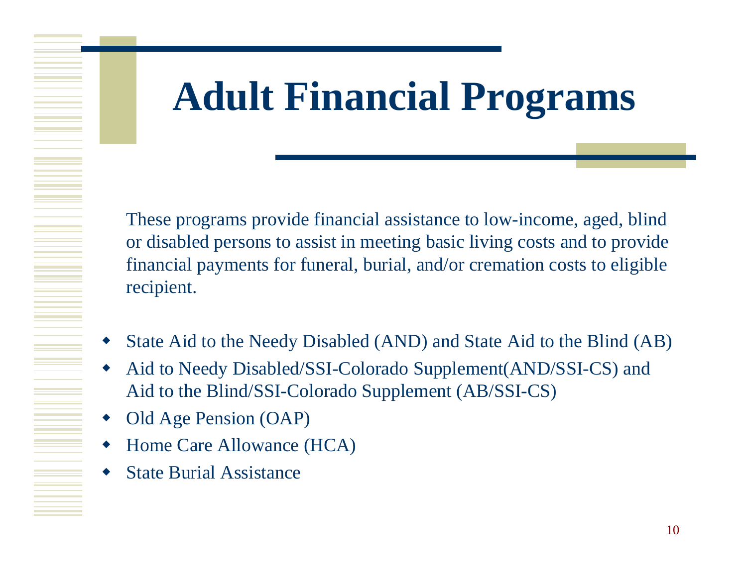# Adult Financial Programs

These programs provide financial assistance to low-income, aged, blind or disabled persons to assist in meeting basic living costs and to provide financial payments for funeral, burial, and/or cremation costs to eligible recipient.

- State Aid to the Needy Disabled (AND) and State Aid to the Blind (AB)
- Aid to Needy Disabled/SSI-Colorado Supplement(AND/SSI-CS) and Aid to the Blind/SSI-Colorado Supplement (AB/SSI-CS)
- Old Age Pension (OAP)
- Home Care Allowance (HCA)
- State Burial Assistance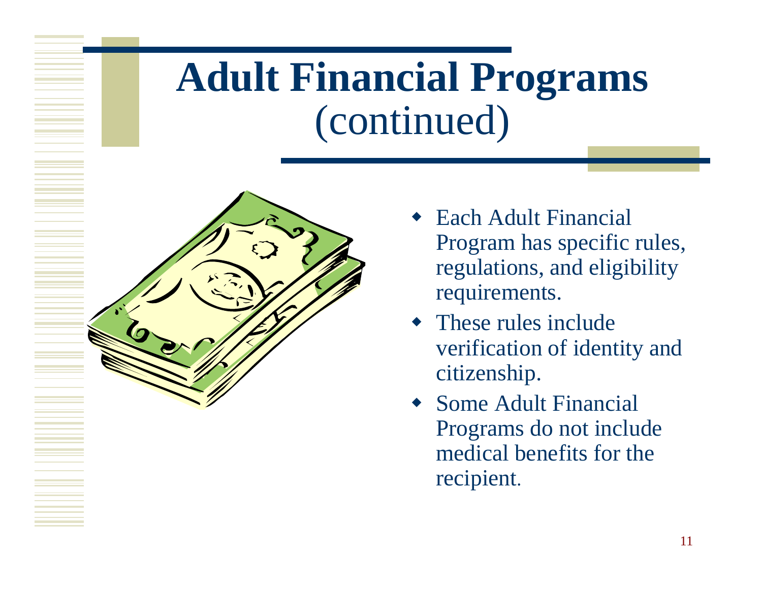# Adult Financial Programs (continued)

- Each Adult Financial Program has specific rules, regulations, and eligibility requirements.
- These rules include verification of identity and citizenship.
- Some Adult Financial Programs do not include medical benefits for the recipient.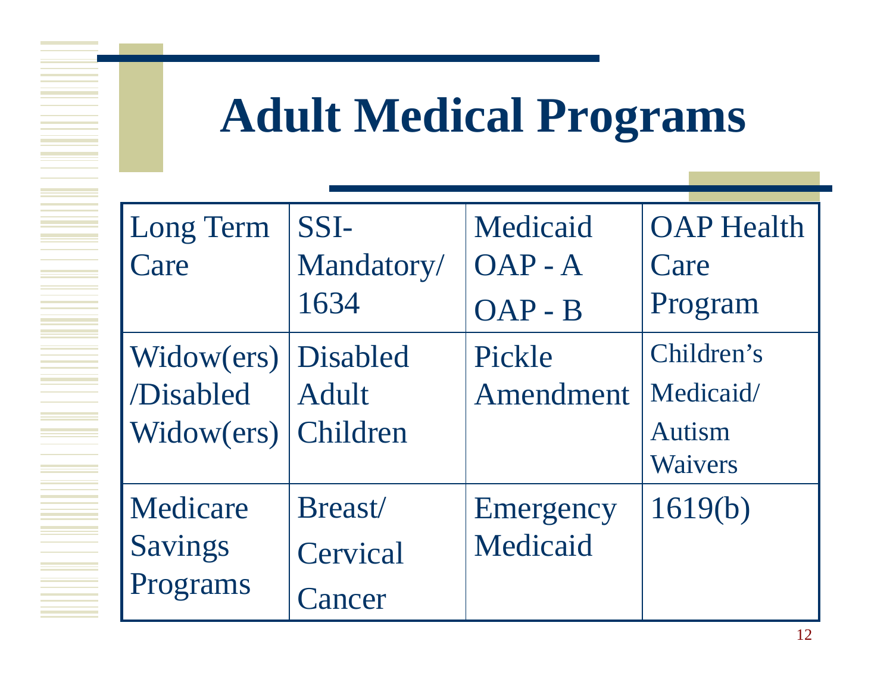# Adult Medical Programs

| | | | |
|---|---|---|---|
| Long Term Care | SSI-Mandatory/ 1634 | Medicaid OAP - A OAP - B | OAP Health Care Program |
| Widow(ers) /Disabled Widow(ers) | Disabled Adult Children | Pickle Amendment | Children's Medicaid/ Autism Waivers |
| Medicare Savings Programs | Breast/ Cervical Cancer | Emergency Medicaid | 1619(b) |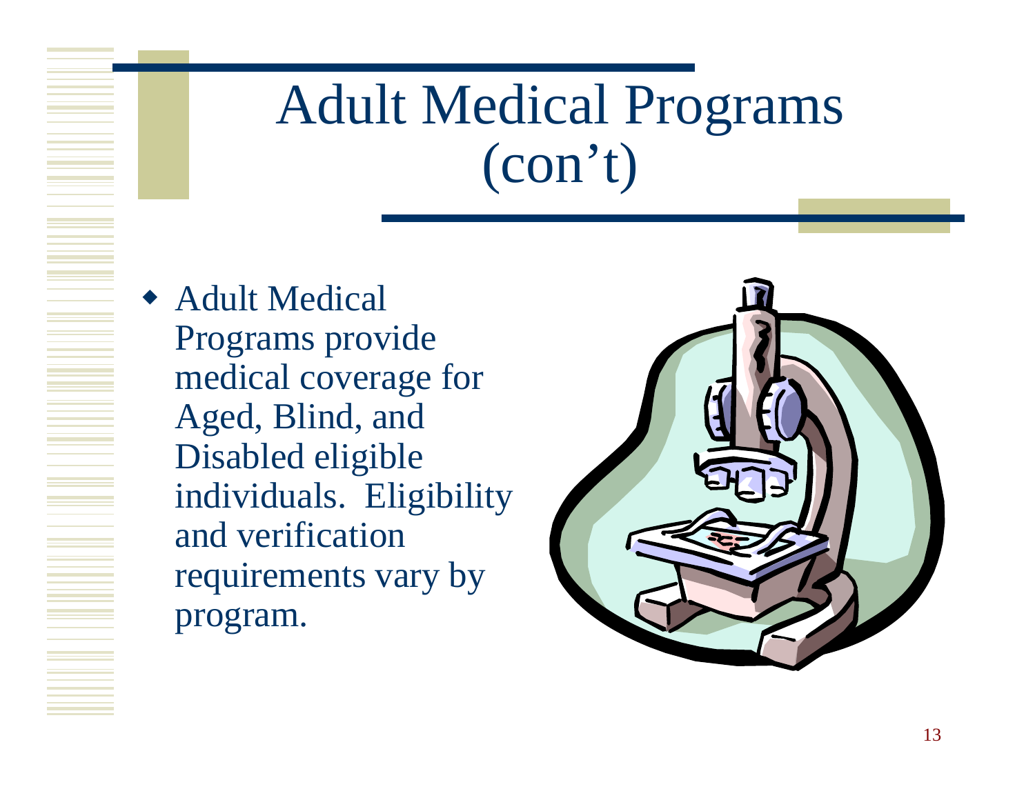# Adult Medical Programs (con't)

- Adult Medical Programs provide medical coverage for Aged, Blind, and Disabled eligible individuals. Eligibility and verification requirements vary by program.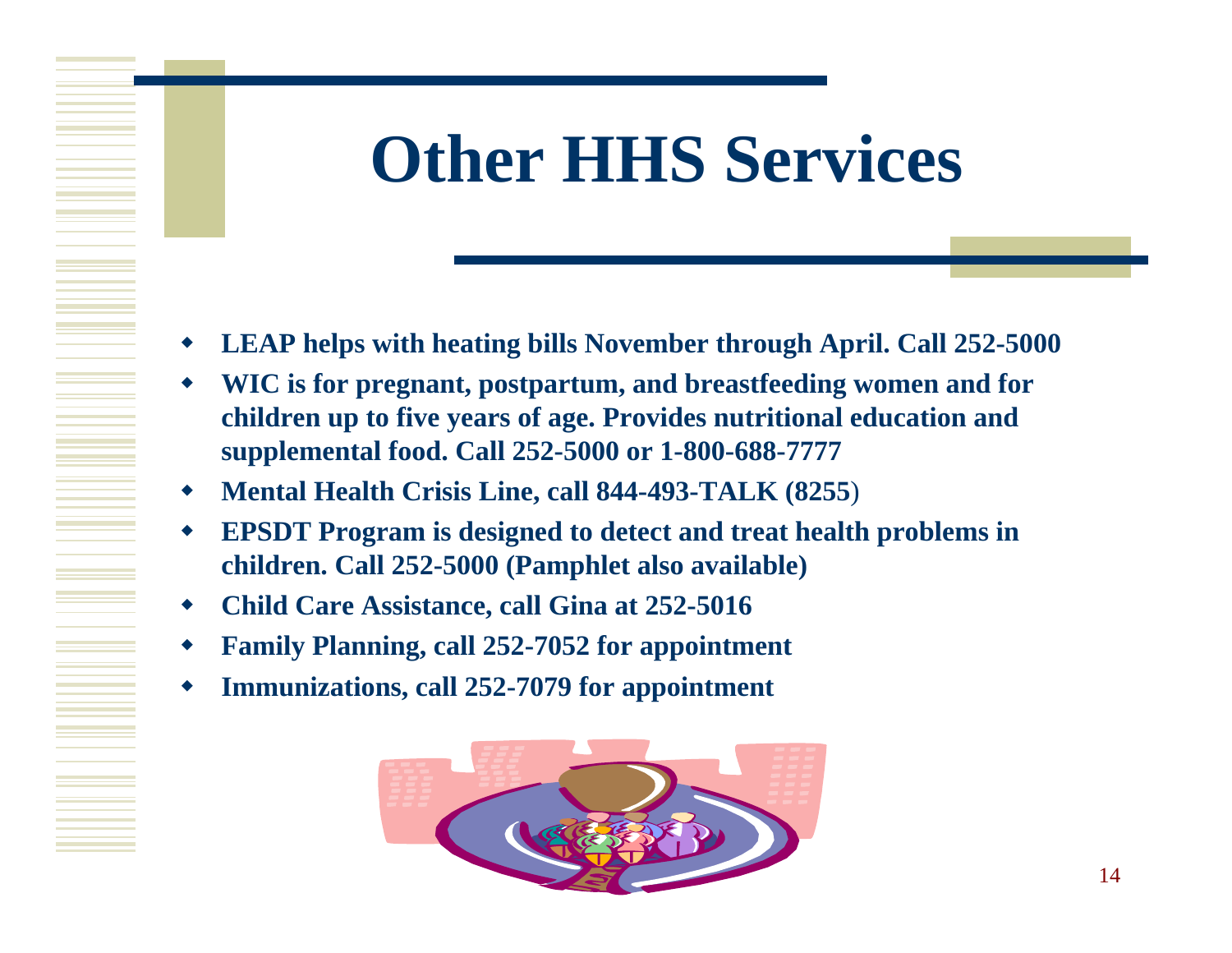# Other HHS Services

- **LEAP helps with heating bills November through April. Call 252-5000**
- **WIC is for pregnant, postpartum, and breastfeeding women and for children up to five years of age. Provides nutritional education and supplemental food. Call 252-5000 or 1-800-688-7777**
- **Mental Health Crisis Line, call 844-493-TALK (8255)**
- **EPSDT Program is designed to detect and treat health problems in children. Call 252-5000 (Pamphlet also available)**
- **Child Care Assistance, call Gina at 252-5016**
- **Family Planning, call 252-7052 for appointment**
- **Immunizations, call 252-7079 for appointment**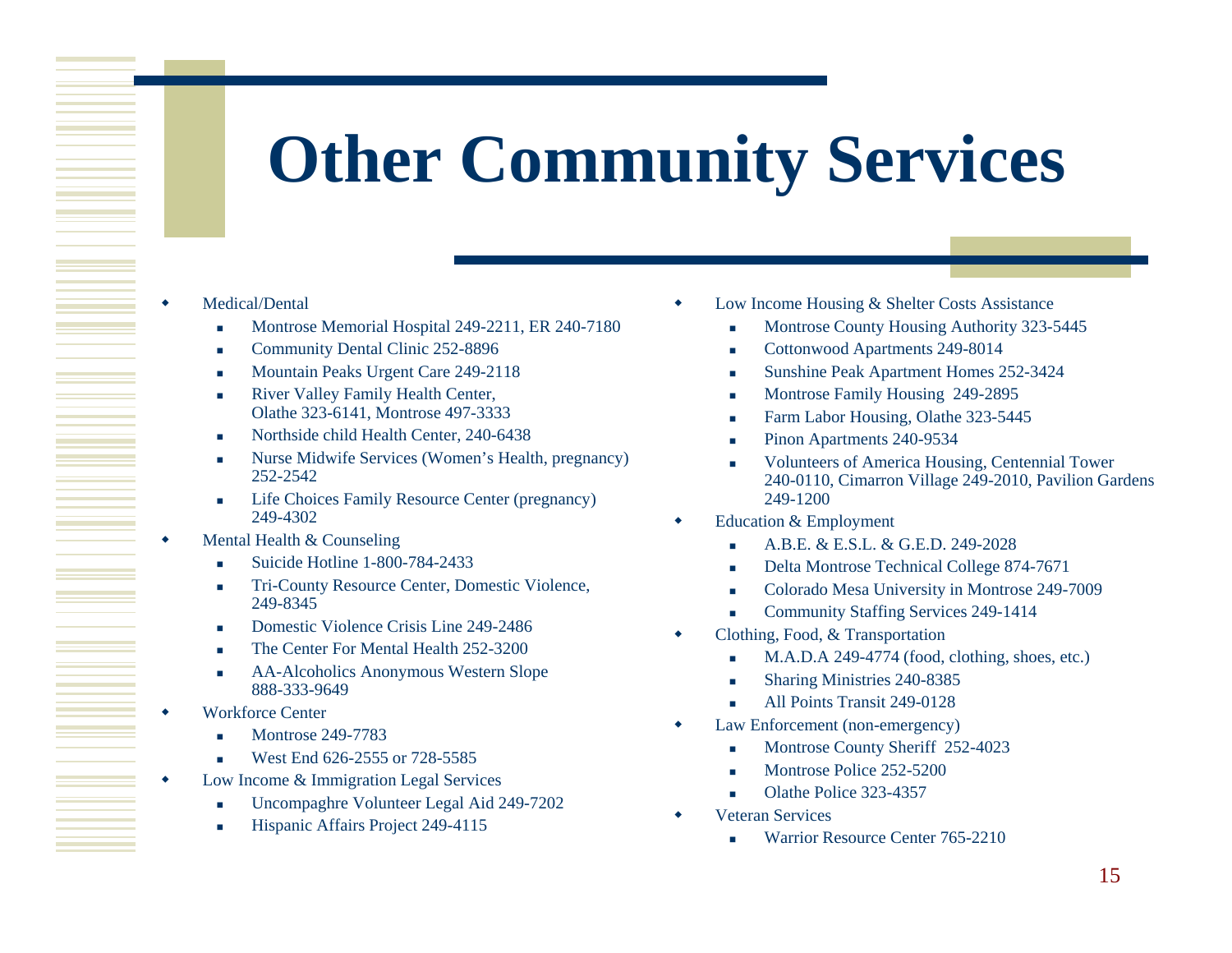# Other Community Services

- Medical/Dental
  - Montrose Memorial Hospital 249-2211, ER 240-7180
  - Community Dental Clinic 252-8896
  - Mountain Peaks Urgent Care 249-2118
  - River Valley Family Health Center, Olathe 323-6141, Montrose 497-3333
  - Northside child Health Center, 240-6438
  - Nurse Midwife Services (Women's Health, pregnancy) 252-2542
  - Life Choices Family Resource Center (pregnancy) 249-4302
- Mental Health & Counseling
  - Suicide Hotline 1-800-784-2433
  - Tri-County Resource Center, Domestic Violence, 249-8345
  - Domestic Violence Crisis Line 249-2486
  - The Center For Mental Health 252-3200
  - AA-Alcoholics Anonymous Western Slope 888-333-9649
- Workforce Center
  - Montrose 249-7783
  - West End 626-2555 or 728-5585
- Low Income & Immigration Legal Services
  - Uncompaghre Volunteer Legal Aid 249-7202
  - Hispanic Affairs Project 249-4115
- Low Income Housing & Shelter Costs Assistance
  - Montrose County Housing Authority 323-5445
  - Cottonwood Apartments 249-8014
  - Sunshine Peak Apartment Homes 252-3424
  - Montrose Family Housing 249-2895
  - Farm Labor Housing, Olathe 323-5445
  - Pinon Apartments 240-9534
  - Volunteers of America Housing, Centennial Tower 240-0110, Cimarron Village 249-2010, Pavilion Gardens 249-1200
- Education & Employment
  - A.B.E. & E.S.L. & G.E.D. 249-2028
  - Delta Montrose Technical College 874-7671
  - Colorado Mesa University in Montrose 249-7009
  - Community Staffing Services 249-1414
- Clothing, Food, & Transportation
  - M.A.D.A 249-4774 (food, clothing, shoes, etc.)
  - Sharing Ministries 240-8385
  - All Points Transit 249-0128
- Law Enforcement (non-emergency)
  - Montrose County Sheriff 252-4023
  - Montrose Police 252-5200
  - Olathe Police 323-4357
- Veteran Services
  - Warrior Resource Center 765-2210